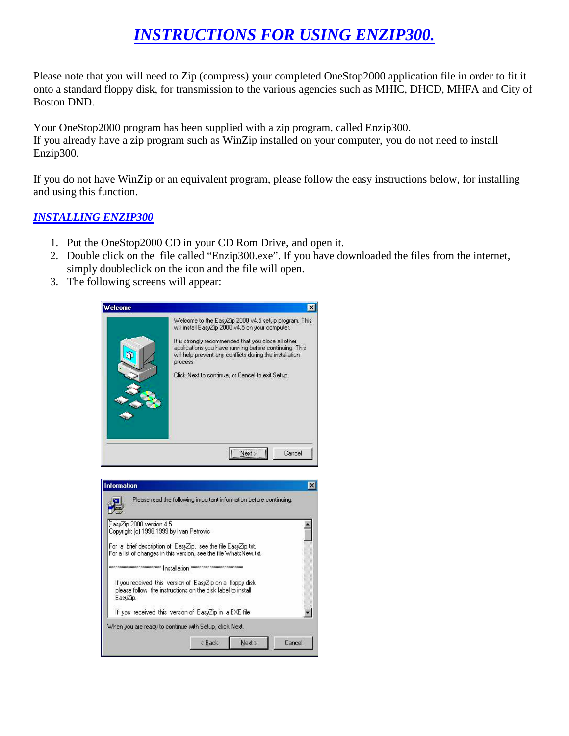# *INSTRUCTIONS FOR USING ENZIP300.*

Please note that you will need to Zip (compress) your completed OneStop2000 application file in order to fit it onto a standard floppy disk, for transmission to the various agencies such as MHIC, DHCD, MHFA and City of Boston DND.

Your OneStop2000 program has been supplied with a zip program, called Enzip300.
If you already have a zip program such as WinZip installed on your computer, you do not need to install Enzip300.

If you do not have WinZip or an equivalent program, please follow the easy instructions below, for installing and using this function.

## *INSTALLING ENZIP300*

1. Put the OneStop2000 CD in your CD Rom Drive, and open it.
2. Double click on the file called "Enzip300.exe". If you have downloaded the files from the internet, simply doubleclick on the icon and the file will open.
3. The following screens will appear: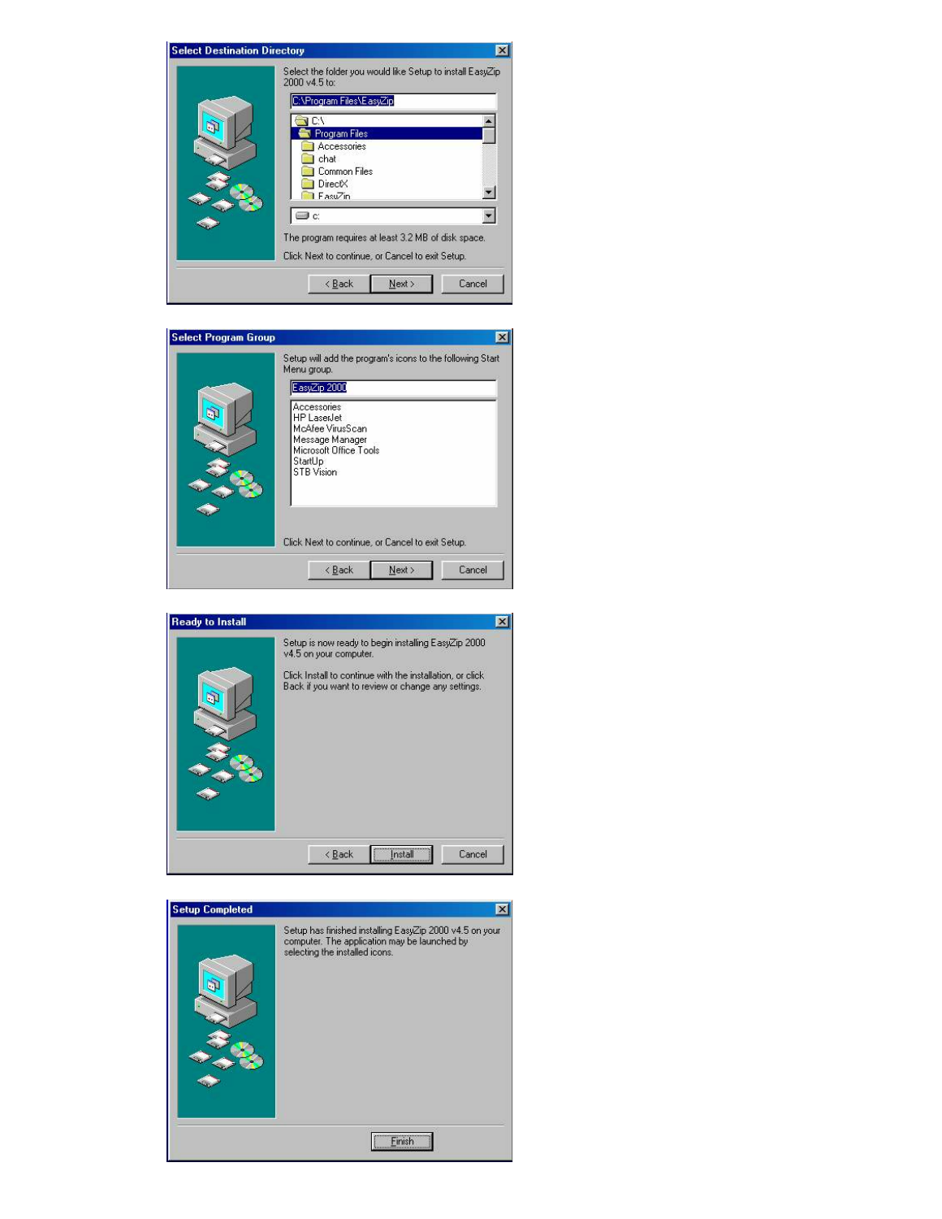**Select Destination Directory**

Select the folder you would like Setup to install EasyZip 2000 v4.5 to:

C:\Program Files\EasyZip

- C:\
- Program Files
- Accessories
- chat
- Common Files
- DirectX
- EasyZip

c:

The program requires at least 3.2 MB of disk space.

Click Next to continue, or Cancel to exit Setup.

< Back | Next > | Cancel

**Select Program Group**

Setup will add the program's icons to the following Start Menu group.

EasyZip 2000

- Accessories
- HP LaserJet
- McAfee VirusScan
- Message Manager
- Microsoft Office Tools
- StartUp
- STB Vision

Click Next to continue, or Cancel to exit Setup.

< Back | Next > | Cancel

**Ready to Install**

Setup is now ready to begin installing EasyZip 2000 v4.5 on your computer.

Click Install to continue with the installation, or click Back if you want to review or change any settings.

< Back | Install | Cancel

**Setup Completed**

Setup has finished installing EasyZip 2000 v4.5 on your computer. The application may be launched by selecting the installed icons.

Finish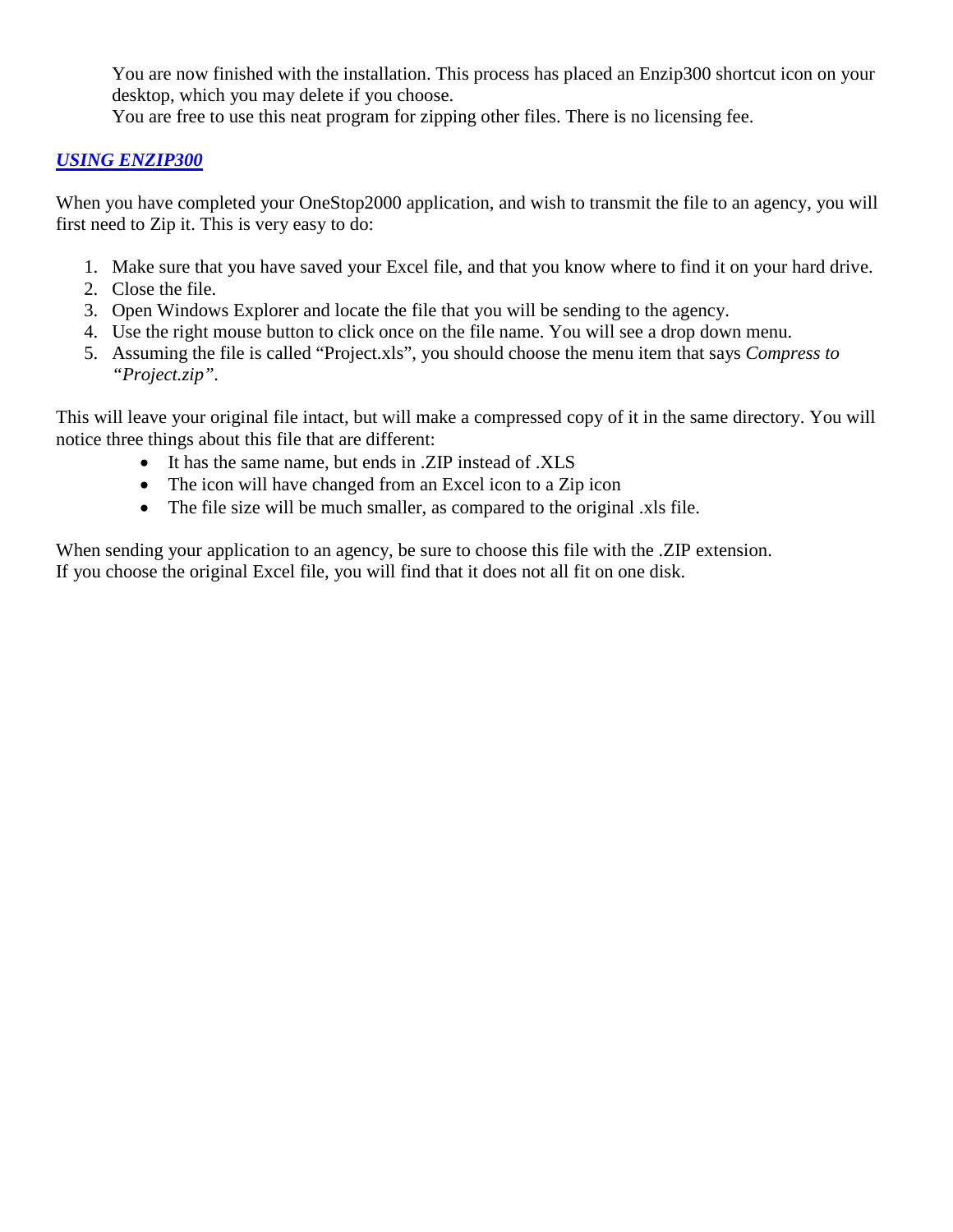You are now finished with the installation. This process has placed an Enzip300 shortcut icon on your desktop, which you may delete if you choose.
You are free to use this neat program for zipping other files. There is no licensing fee.

## ***USING ENZIP300***

When you have completed your OneStop2000 application, and wish to transmit the file to an agency, you will first need to Zip it. This is very easy to do:

1. Make sure that you have saved your Excel file, and that you know where to find it on your hard drive.
2. Close the file.
3. Open Windows Explorer and locate the file that you will be sending to the agency.
4. Use the right mouse button to click once on the file name. You will see a drop down menu.
5. Assuming the file is called "Project.xls", you should choose the menu item that says *Compress to "Project.zip"*.

This will leave your original file intact, but will make a compressed copy of it in the same directory. You will notice three things about this file that are different:

- It has the same name, but ends in .ZIP instead of .XLS
- The icon will have changed from an Excel icon to a Zip icon
- The file size will be much smaller, as compared to the original .xls file.

When sending your application to an agency, be sure to choose this file with the .ZIP extension.
If you choose the original Excel file, you will find that it does not all fit on one disk.